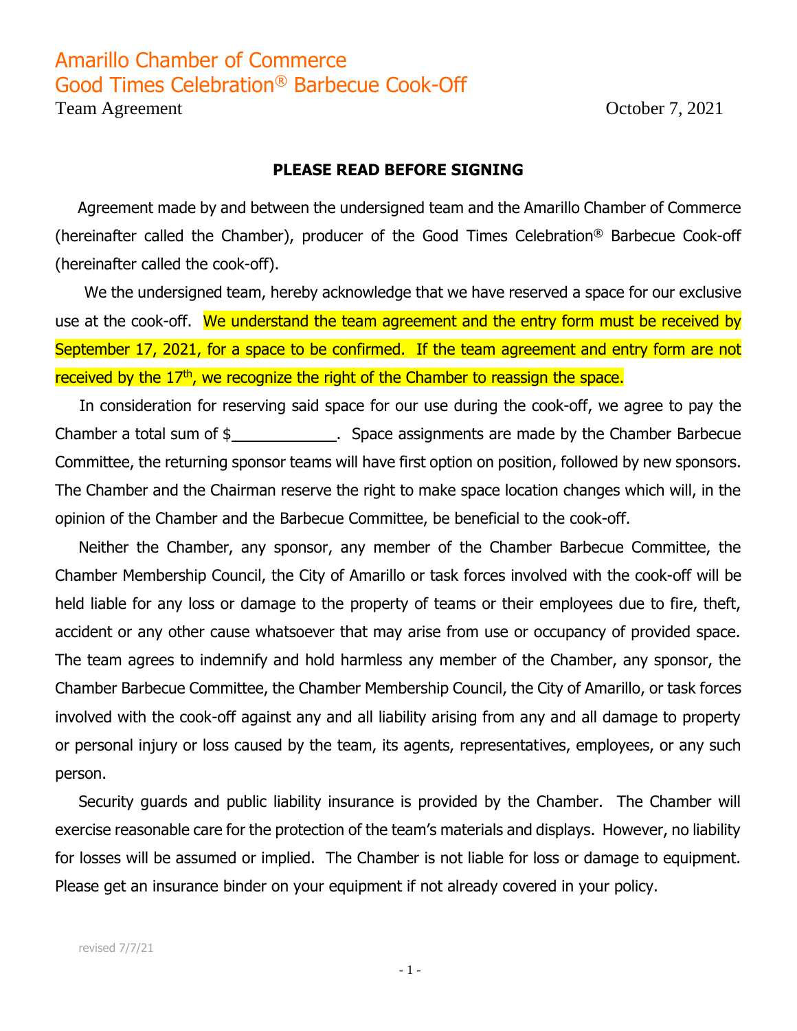# Amarillo Chamber of Commerce
# Good Times Celebration® Barbecue Cook-Off

Team Agreement October 7, 2021

**PLEASE READ BEFORE SIGNING**

Agreement made by and between the undersigned team and the Amarillo Chamber of Commerce (hereinafter called the Chamber), producer of the Good Times Celebration® Barbecue Cook-off (hereinafter called the cook-off).

We the undersigned team, hereby acknowledge that we have reserved a space for our exclusive use at the cook-off. We understand the team agreement and the entry form must be received by September 17, 2021, for a space to be confirmed. If the team agreement and entry form are not received by the 17th, we recognize the right of the Chamber to reassign the space.

In consideration for reserving said space for our use during the cook-off, we agree to pay the Chamber a total sum of $\_\_\_\_\_\_\_\_\_\_\_\_. Space assignments are made by the Chamber Barbecue Committee, the returning sponsor teams will have first option on position, followed by new sponsors. The Chamber and the Chairman reserve the right to make space location changes which will, in the opinion of the Chamber and the Barbecue Committee, be beneficial to the cook-off.

Neither the Chamber, any sponsor, any member of the Chamber Barbecue Committee, the Chamber Membership Council, the City of Amarillo or task forces involved with the cook-off will be held liable for any loss or damage to the property of teams or their employees due to fire, theft, accident or any other cause whatsoever that may arise from use or occupancy of provided space. The team agrees to indemnify and hold harmless any member of the Chamber, any sponsor, the Chamber Barbecue Committee, the Chamber Membership Council, the City of Amarillo, or task forces involved with the cook-off against any and all liability arising from any and all damage to property or personal injury or loss caused by the team, its agents, representatives, employees, or any such person.

Security guards and public liability insurance is provided by the Chamber. The Chamber will exercise reasonable care for the protection of the team's materials and displays. However, no liability for losses will be assumed or implied. The Chamber is not liable for loss or damage to equipment. Please get an insurance binder on your equipment if not already covered in your policy.

revised 7/7/21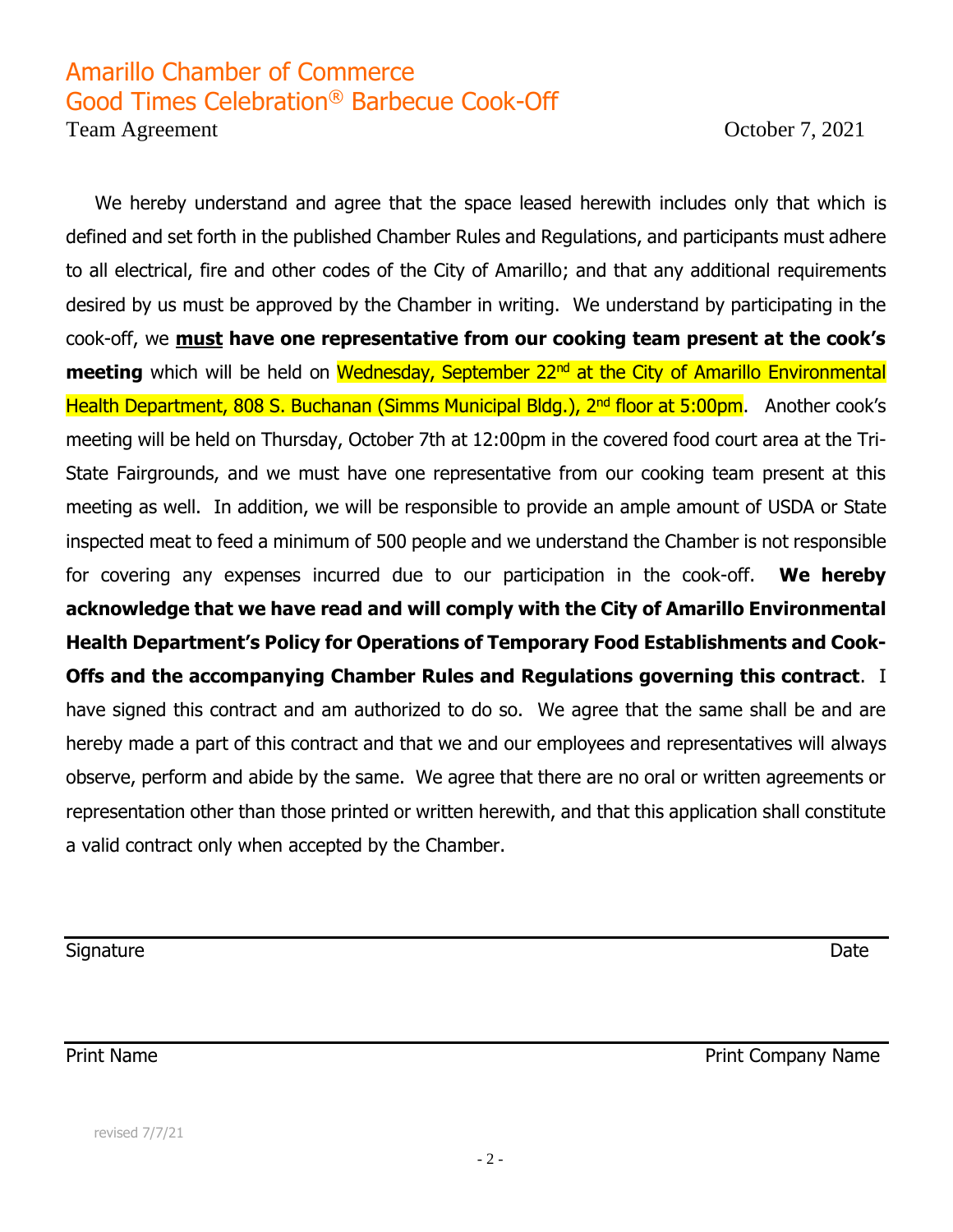# Amarillo Chamber of Commerce
# Good Times Celebration® Barbecue Cook-Off

Team Agreement October 7, 2021

We hereby understand and agree that the space leased herewith includes only that which is defined and set forth in the published Chamber Rules and Regulations, and participants must adhere to all electrical, fire and other codes of the City of Amarillo; and that any additional requirements desired by us must be approved by the Chamber in writing. We understand by participating in the cook-off, we **must have one representative from our cooking team present at the cook's meeting** which will be held on Wednesday, September 22nd at the City of Amarillo Environmental Health Department, 808 S. Buchanan (Simms Municipal Bldg.), 2nd floor at 5:00pm. Another cook's meeting will be held on Thursday, October 7th at 12:00pm in the covered food court area at the Tri-State Fairgrounds, and we must have one representative from our cooking team present at this meeting as well. In addition, we will be responsible to provide an ample amount of USDA or State inspected meat to feed a minimum of 500 people and we understand the Chamber is not responsible for covering any expenses incurred due to our participation in the cook-off. **We hereby acknowledge that we have read and will comply with the City of Amarillo Environmental Health Department's Policy for Operations of Temporary Food Establishments and Cook-Offs and the accompanying Chamber Rules and Regulations governing this contract**. I have signed this contract and am authorized to do so. We agree that the same shall be and are hereby made a part of this contract and that we and our employees and representatives will always observe, perform and abide by the same. We agree that there are no oral or written agreements or representation other than those printed or written herewith, and that this application shall constitute a valid contract only when accepted by the Chamber.

Signature Date

Print Name Print Company Name

revised 7/7/21